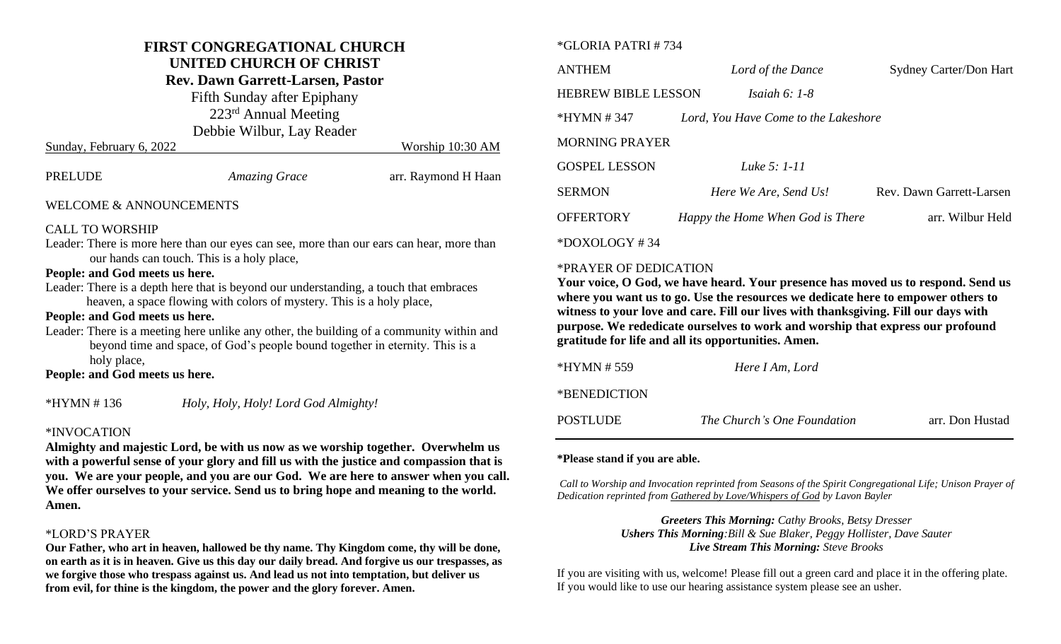# FIRST CONGREGATIONAL CHURCH
## UNITED CHURCH OF CHRIST
**Rev. Dawn Garrett-Larsen, Pastor**

Fifth Sunday after Epiphany

223rd Annual Meeting

Debbie Wilbur, Lay Reader

Sunday, February 6, 2022 Worship 10:30 AM

PRELUDE *Amazing Grace* arr. Raymond H Haan

WELCOME & ANNOUNCEMENTS

CALL TO WORSHIP

Leader: There is more here than our eyes can see, more than our ears can hear, more than our hands can touch. This is a holy place,

**People: and God meets us here.**

Leader: There is a depth here that is beyond our understanding, a touch that embraces heaven, a space flowing with colors of mystery. This is a holy place,

**People: and God meets us here.**

Leader: There is a meeting here unlike any other, the building of a community within and beyond time and space, of God's people bound together in eternity. This is a holy place,

**People: and God meets us here.**

*HYMN # 136 *Holy, Holy, Holy! Lord God Almighty!*

*INVOCATION

**Almighty and majestic Lord, be with us now as we worship together. Overwhelm us with a powerful sense of your glory and fill us with the justice and compassion that is you. We are your people, and you are our God. We are here to answer when you call. We offer ourselves to your service. Send us to bring hope and meaning to the world. Amen.**

*LORD'S PRAYER

**Our Father, who art in heaven, hallowed be thy name. Thy Kingdom come, thy will be done, on earth as it is in heaven. Give us this day our daily bread. And forgive us our trespasses, as we forgive those who trespass against us. And lead us not into temptation, but deliver us from evil, for thine is the kingdom, the power and the glory forever. Amen.**

*GLORIA PATRI # 734

ANTHEM *Lord of the Dance* Sydney Carter/Don Hart

HEBREW BIBLE LESSON *Isaiah 6: 1-8*

*HYMN # 347 *Lord, You Have Come to the Lakeshore*

MORNING PRAYER

GOSPEL LESSON *Luke 5: 1-11*

SERMON *Here We Are, Send Us!* Rev. Dawn Garrett-Larsen

OFFERTORY *Happy the Home When God is There* arr. Wilbur Held

*DOXOLOGY # 34

*PRAYER OF DEDICATION

**Your voice, O God, we have heard. Your presence has moved us to respond. Send us where you want us to go. Use the resources we dedicate here to empower others to witness to your love and care. Fill our lives with thanksgiving. Fill our days with purpose. We rededicate ourselves to work and worship that express our profound gratitude for life and all its opportunities. Amen.**

*HYMN # 559 *Here I Am, Lord*

*BENEDICTION

POSTLUDE *The Church's One Foundation* arr. Don Hustad

**\*Please stand if you are able.**

*Call to Worship and Invocation reprinted from Seasons of the Spirit Congregational Life; Unison Prayer of Dedication reprinted from Gathered by Love/Whispers of God by Lavon Bayler*

***Greeters This Morning:*** *Cathy Brooks, Betsy Dresser*

***Ushers This Morning:*** *Bill & Sue Blaker, Peggy Hollister, Dave Sauter*

***Live Stream This Morning:*** *Steve Brooks*

If you are visiting with us, welcome! Please fill out a green card and place it in the offering plate. If you would like to use our hearing assistance system please see an usher.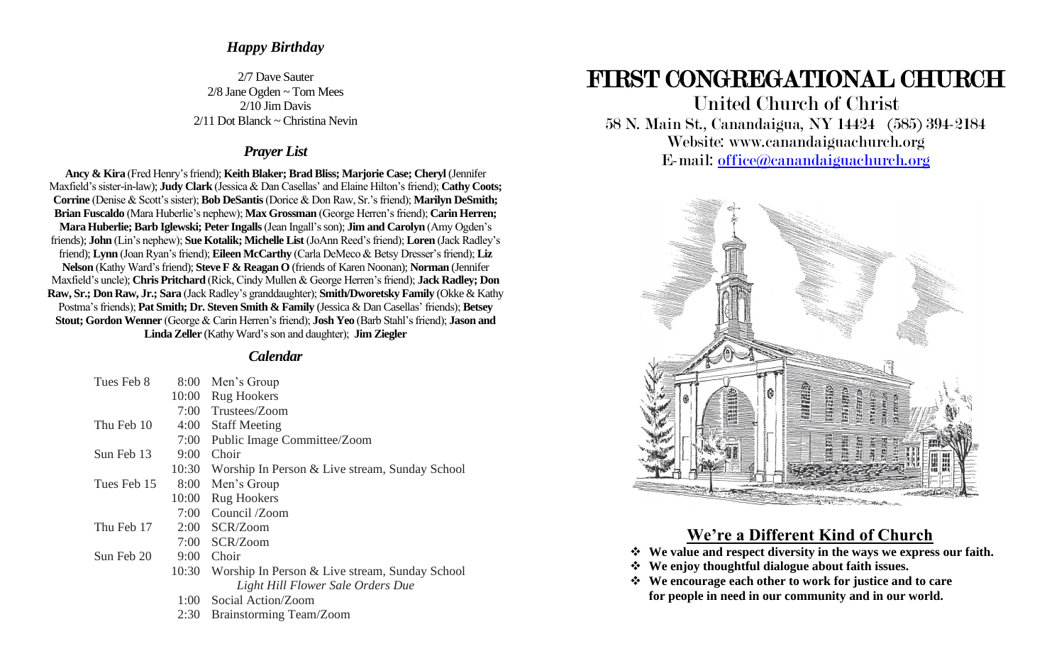*Happy Birthday*

2/7 Dave Sauter
2/8 Jane Ogden ~ Tom Mees
2/10 Jim Davis
2/11 Dot Blanck ~ Christina Nevin

## *Prayer List*

**Ancy & Kira** (Fred Henry's friend); **Keith Blaker; Brad Bliss; Marjorie Case; Cheryl** (Jennifer Maxfield's sister-in-law); **Judy Clark** (Jessica & Dan Casellas' and Elaine Hilton's friend); **Cathy Coots; Corrine** (Denise & Scott's sister); **Bob DeSantis** (Dorice & Don Raw, Sr.'s friend); **Marilyn DeSmith; Brian Fuscaldo** (Mara Huberlie's nephew); **Max Grossman** (George Herren's friend); **Carin Herren; Mara Huberlie; Barb Iglewski; Peter Ingalls** (Jean Ingall's son); **Jim and Carolyn** (Amy Ogden's friends); **John** (Lin's nephew); **Sue Kotalik; Michelle List** (JoAnn Reed's friend); **Loren** (Jack Radley's friend); **Lynn** (Joan Ryan's friend); **Eileen McCarthy** (Carla DeMeco & Betsy Dresser's friend); **Liz Nelson** (Kathy Ward's friend); **Steve F & Reagan O** (friends of Karen Noonan); **Norman** (Jennifer Maxfield's uncle); **Chris Pritchard** (Rick, Cindy Mullen & George Herren's friend); **Jack Radley; Don Raw, Sr.; Don Raw, Jr.; Sara** (Jack Radley's granddaughter); **Smith/Dworetsky Family** (Okke & Kathy Postma's friends); **Pat Smith; Dr. Steven Smith & Family** (Jessica & Dan Casellas' friends); **Betsey Stout; Gordon Wenner** (George & Carin Herren's friend); **Josh Yeo** (Barb Stahl's friend); **Jason and Linda Zeller** (Kathy Ward's son and daughter); **Jim Ziegler**

## *Calendar*

| | | |
|---|---|---|
| Tues Feb 8 | 8:00 | Men's Group |
| | 10:00 | Rug Hookers |
| | 7:00 | Trustees/Zoom |
| Thu Feb 10 | 4:00 | Staff Meeting |
| | 7:00 | Public Image Committee/Zoom |
| Sun Feb 13 | 9:00 | Choir |
| | 10:30 | Worship In Person & Live stream, Sunday School |
| Tues Feb 15 | 8:00 | Men's Group |
| | 10:00 | Rug Hookers |
| | 7:00 | Council /Zoom |
| Thu Feb 17 | 2:00 | SCR/Zoom |
| | 7:00 | SCR/Zoom |
| Sun Feb 20 | 9:00 | Choir |
| | 10:30 | Worship In Person & Live stream, Sunday School *Light Hill Flower Sale Orders Due* |
| | 1:00 | Social Action/Zoom |
| | 2:30 | Brainstorming Team/Zoom |

# FIRST CONGREGATIONAL CHURCH

United Church of Christ
58 N. Main St., Canandaigua, NY 14424 (585) 394-2184
Website: www.canandaiguachurch.org
E-mail: office@canandaiguachurch.org

## We're a Different Kind of Church

- **We value and respect diversity in the ways we express our faith.**
- **We enjoy thoughtful dialogue about faith issues.**
- **We encourage each other to work for justice and to care for people in need in our community and in our world.**